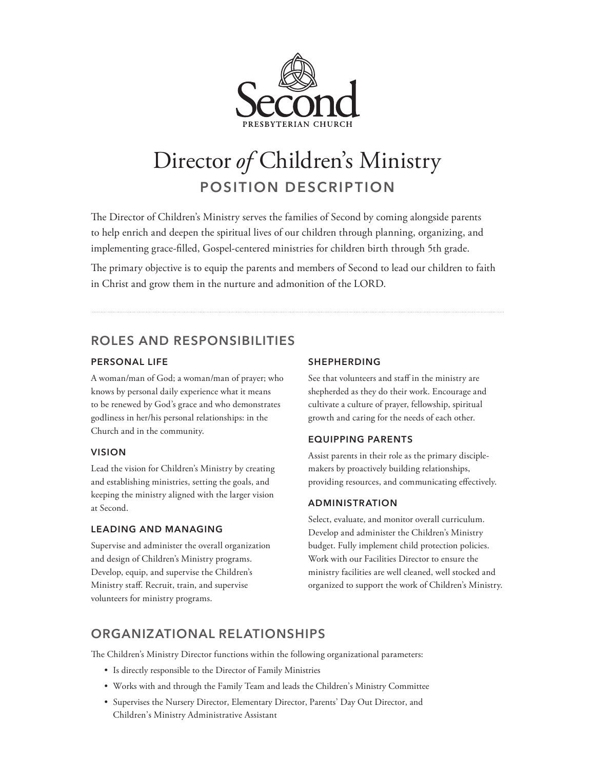Second

PRESBYTERIAN CHURCH

# Director *of* Children's Ministry

## POSITION DESCRIPTION

The Director of Children's Ministry serves the families of Second by coming alongside parents to help enrich and deepen the spiritual lives of our children through planning, organizing, and implementing grace-filled, Gospel-centered ministries for children birth through 5th grade.

The primary objective is to equip the parents and members of Second to lead our children to faith in Christ and grow them in the nurture and admonition of the LORD.

---

## ROLES AND RESPONSIBILITIES

### PERSONAL LIFE

A woman/man of God; a woman/man of prayer; who knows by personal daily experience what it means to be renewed by God's grace and who demonstrates godliness in her/his personal relationships: in the Church and in the community.

### VISION

Lead the vision for Children's Ministry by creating and establishing ministries, setting the goals, and keeping the ministry aligned with the larger vision at Second.

### LEADING AND MANAGING

Supervise and administer the overall organization and design of Children's Ministry programs. Develop, equip, and supervise the Children's Ministry staff. Recruit, train, and supervise volunteers for ministry programs.

### SHEPHERDING

See that volunteers and staff in the ministry are shepherded as they do their work. Encourage and cultivate a culture of prayer, fellowship, spiritual growth and caring for the needs of each other.

### EQUIPPING PARENTS

Assist parents in their role as the primary disciple-makers by proactively building relationships, providing resources, and communicating effectively.

### ADMINISTRATION

Select, evaluate, and monitor overall curriculum. Develop and administer the Children's Ministry budget. Fully implement child protection policies. Work with our Facilities Director to ensure the ministry facilities are well cleaned, well stocked and organized to support the work of Children's Ministry.

## ORGANIZATIONAL RELATIONSHIPS

The Children's Ministry Director functions within the following organizational parameters:

- Is directly responsible to the Director of Family Ministries
- Works with and through the Family Team and leads the Children's Ministry Committee
- Supervises the Nursery Director, Elementary Director, Parents' Day Out Director, and Children's Ministry Administrative Assistant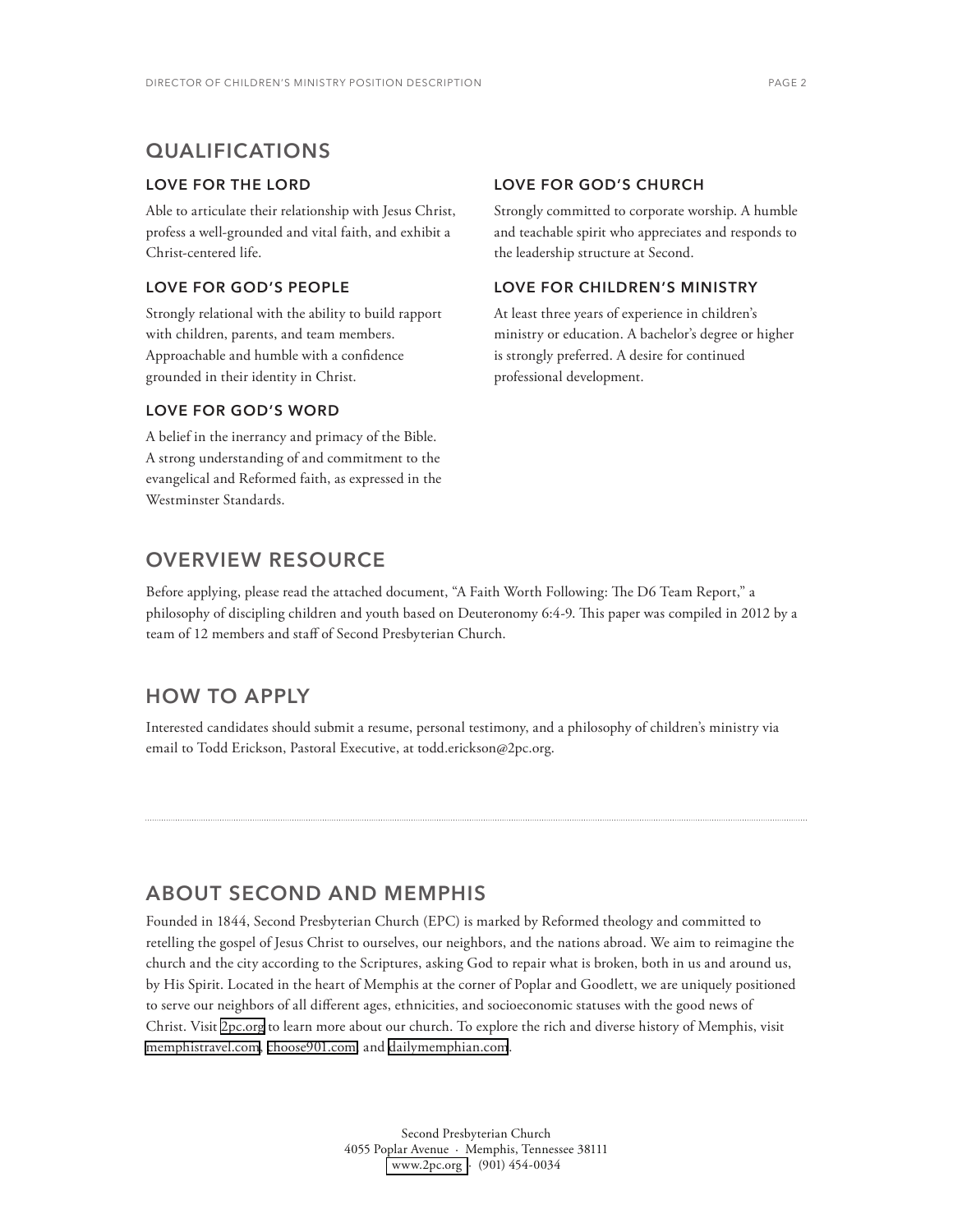## QUALIFICATIONS

### LOVE FOR THE LORD

Able to articulate their relationship with Jesus Christ, profess a well-grounded and vital faith, and exhibit a Christ-centered life.

### LOVE FOR GOD'S PEOPLE

Strongly relational with the ability to build rapport with children, parents, and team members. Approachable and humble with a confidence grounded in their identity in Christ.

### LOVE FOR GOD'S WORD

A belief in the inerrancy and primacy of the Bible. A strong understanding of and commitment to the evangelical and Reformed faith, as expressed in the Westminster Standards.

### LOVE FOR GOD'S CHURCH

Strongly committed to corporate worship. A humble and teachable spirit who appreciates and responds to the leadership structure at Second.

### LOVE FOR CHILDREN'S MINISTRY

At least three years of experience in children's ministry or education. A bachelor's degree or higher is strongly preferred. A desire for continued professional development.

## OVERVIEW RESOURCE

Before applying, please read the attached document, "A Faith Worth Following: The D6 Team Report," a philosophy of discipling children and youth based on Deuteronomy 6:4-9. This paper was compiled in 2012 by a team of 12 members and staff of Second Presbyterian Church.

## HOW TO APPLY

Interested candidates should submit a resume, personal testimony, and a philosophy of children's ministry via email to Todd Erickson, Pastoral Executive, at todd.erickson@2pc.org.

---

## ABOUT SECOND AND MEMPHIS

Founded in 1844, Second Presbyterian Church (EPC) is marked by Reformed theology and committed to retelling the gospel of Jesus Christ to ourselves, our neighbors, and the nations abroad. We aim to reimagine the church and the city according to the Scriptures, asking God to repair what is broken, both in us and around us, by His Spirit. Located in the heart of Memphis at the corner of Poplar and Goodlett, we are uniquely positioned to serve our neighbors of all different ages, ethnicities, and socioeconomic statuses with the good news of Christ. Visit 2pc.org to learn more about our church. To explore the rich and diverse history of Memphis, visit memphistravel.com, choose901.com, and dailymemphian.com.

Second Presbyterian Church
4055 Poplar Avenue · Memphis, Tennessee 38111
www.2pc.org · (901) 454-0034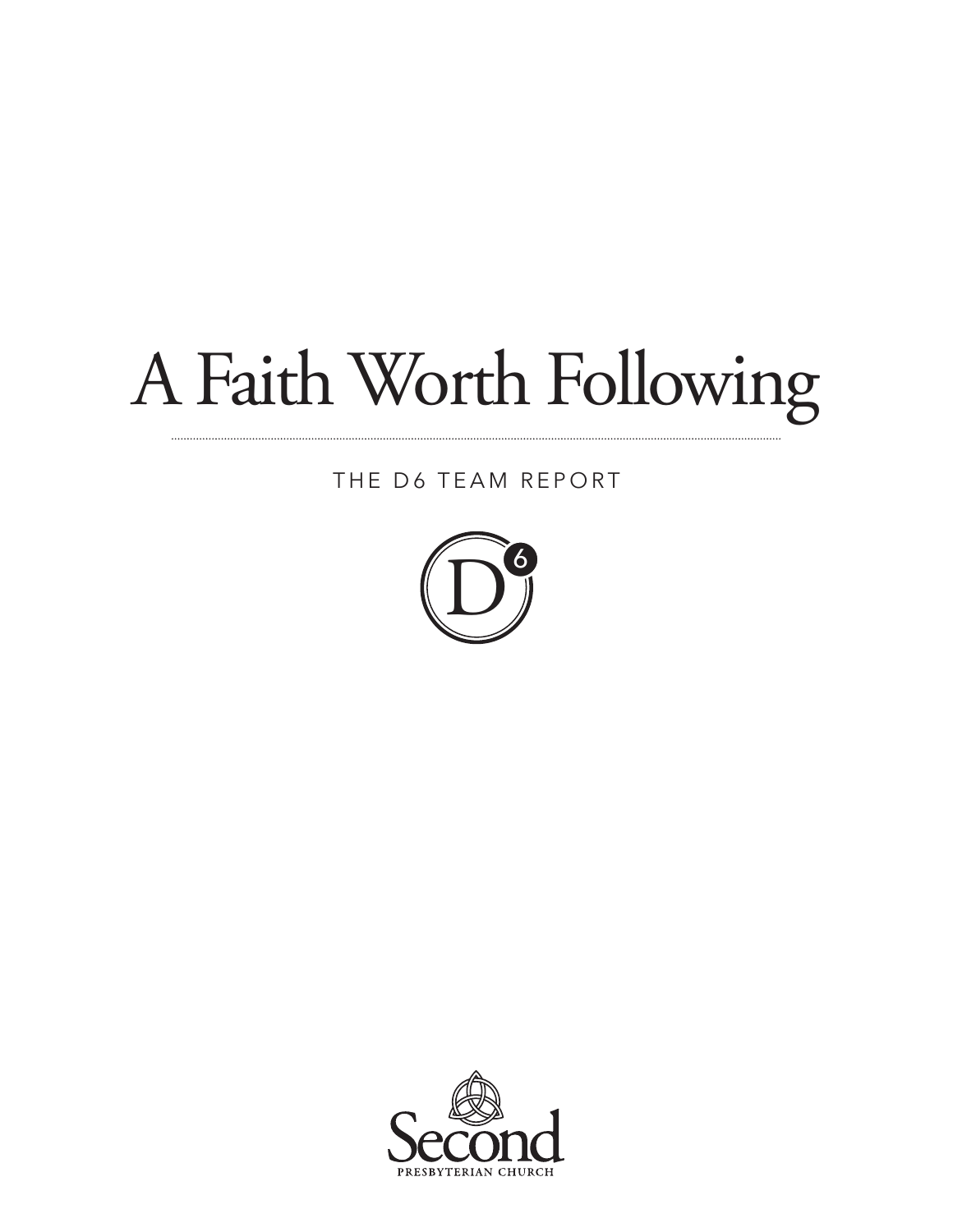# A Faith Worth Following

THE D6 TEAM REPORT

D6

Second

PRESBYTERIAN CHURCH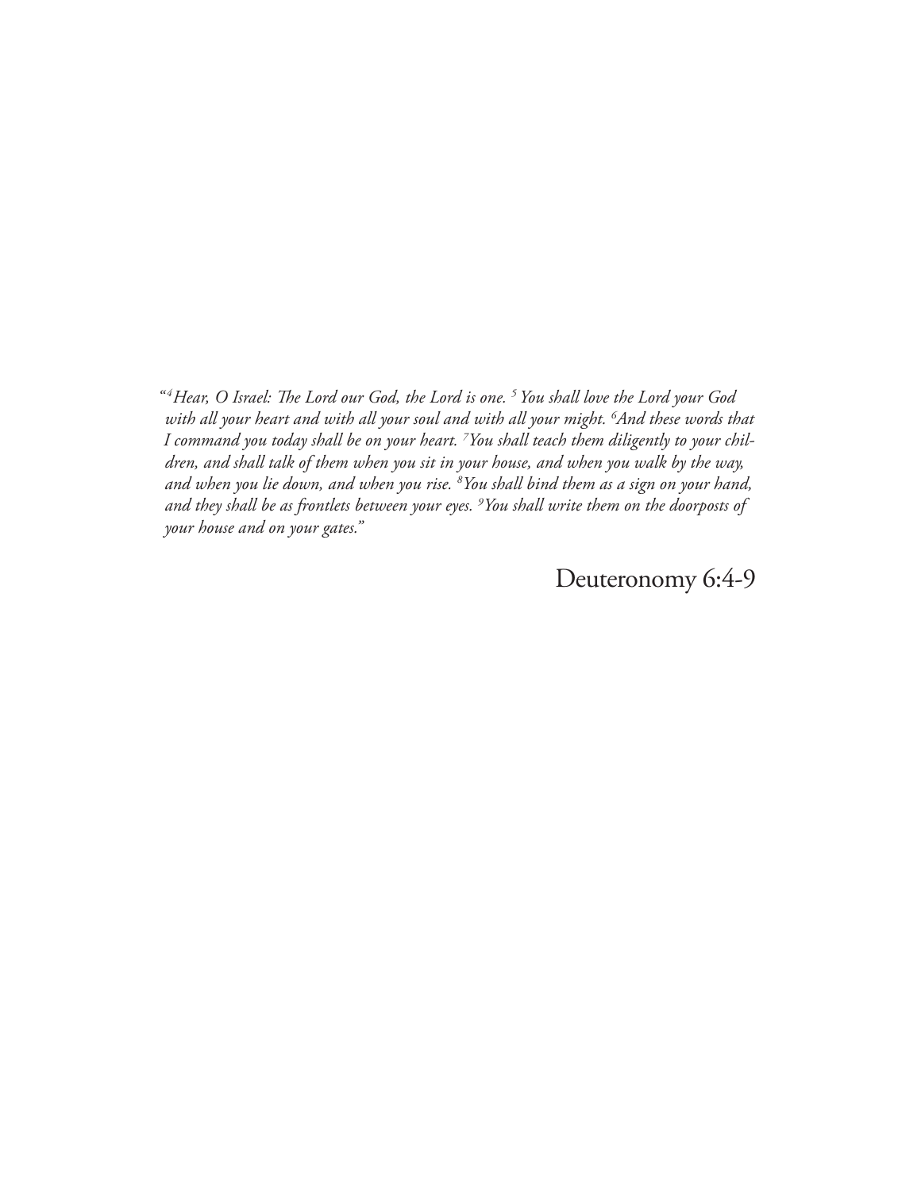*"[4] Hear, O Israel: The Lord our God, the Lord is one. [5] You shall love the Lord your God with all your heart and with all your soul and with all your might. [6] And these words that I command you today shall be on your heart. [7] You shall teach them diligently to your children, and shall talk of them when you sit in your house, and when you walk by the way, and when you lie down, and when you rise. [8] You shall bind them as a sign on your hand, and they shall be as frontlets between your eyes. [9] You shall write them on the doorposts of your house and on your gates."*

Deuteronomy 6:4-9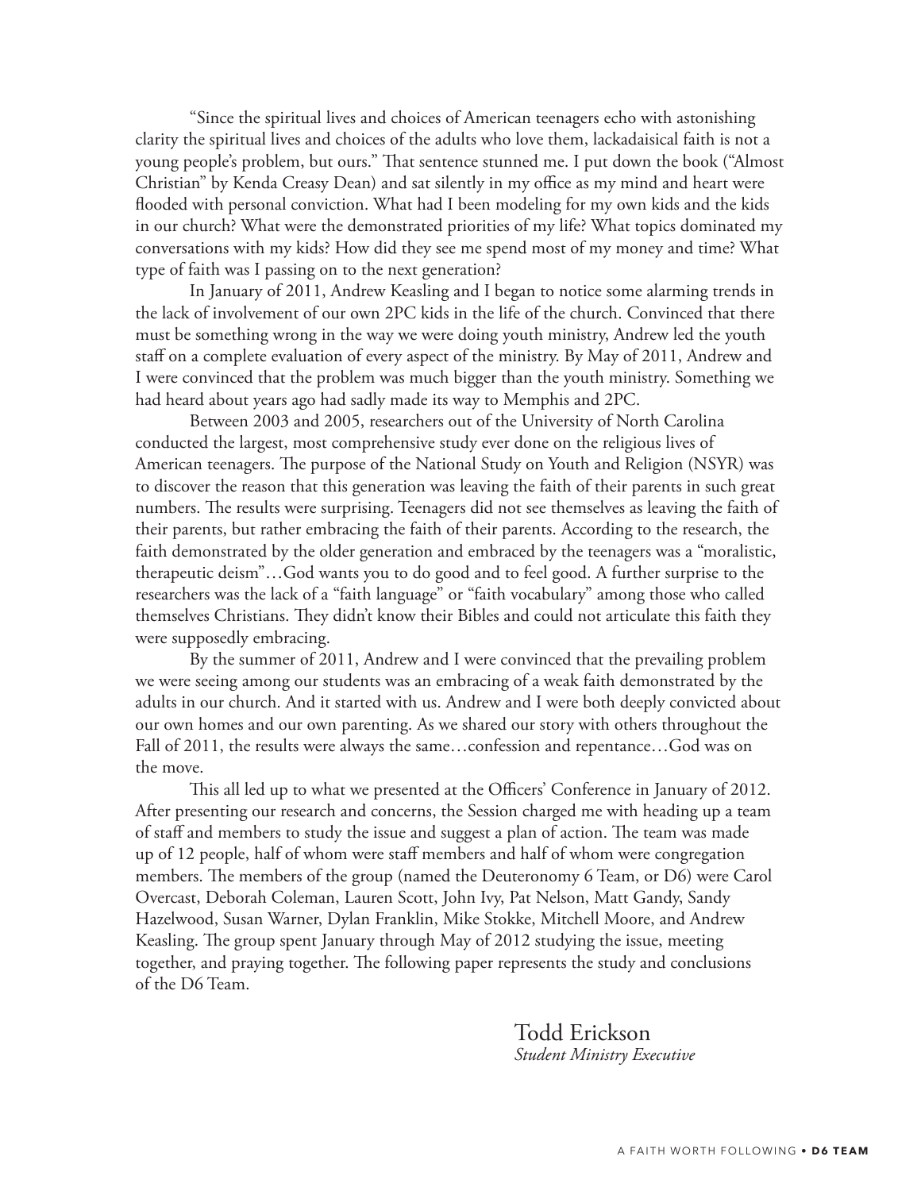"Since the spiritual lives and choices of American teenagers echo with astonishing clarity the spiritual lives and choices of the adults who love them, lackadaisical faith is not a young people's problem, but ours." That sentence stunned me. I put down the book ("Almost Christian" by Kenda Creasy Dean) and sat silently in my office as my mind and heart were flooded with personal conviction. What had I been modeling for my own kids and the kids in our church? What were the demonstrated priorities of my life? What topics dominated my conversations with my kids? How did they see me spend most of my money and time? What type of faith was I passing on to the next generation?

In January of 2011, Andrew Keasling and I began to notice some alarming trends in the lack of involvement of our own 2PC kids in the life of the church. Convinced that there must be something wrong in the way we were doing youth ministry, Andrew led the youth staff on a complete evaluation of every aspect of the ministry. By May of 2011, Andrew and I were convinced that the problem was much bigger than the youth ministry. Something we had heard about years ago had sadly made its way to Memphis and 2PC.

Between 2003 and 2005, researchers out of the University of North Carolina conducted the largest, most comprehensive study ever done on the religious lives of American teenagers. The purpose of the National Study on Youth and Religion (NSYR) was to discover the reason that this generation was leaving the faith of their parents in such great numbers. The results were surprising. Teenagers did not see themselves as leaving the faith of their parents, but rather embracing the faith of their parents. According to the research, the faith demonstrated by the older generation and embraced by the teenagers was a "moralistic, therapeutic deism"…God wants you to do good and to feel good. A further surprise to the researchers was the lack of a "faith language" or "faith vocabulary" among those who called themselves Christians. They didn't know their Bibles and could not articulate this faith they were supposedly embracing.

By the summer of 2011, Andrew and I were convinced that the prevailing problem we were seeing among our students was an embracing of a weak faith demonstrated by the adults in our church. And it started with us. Andrew and I were both deeply convicted about our own homes and our own parenting. As we shared our story with others throughout the Fall of 2011, the results were always the same…confession and repentance…God was on the move.

This all led up to what we presented at the Officers' Conference in January of 2012. After presenting our research and concerns, the Session charged me with heading up a team of staff and members to study the issue and suggest a plan of action. The team was made up of 12 people, half of whom were staff members and half of whom were congregation members. The members of the group (named the Deuteronomy 6 Team, or D6) were Carol Overcast, Deborah Coleman, Lauren Scott, John Ivy, Pat Nelson, Matt Gandy, Sandy Hazelwood, Susan Warner, Dylan Franklin, Mike Stokke, Mitchell Moore, and Andrew Keasling. The group spent January through May of 2012 studying the issue, meeting together, and praying together. The following paper represents the study and conclusions of the D6 Team.

Todd Erickson
*Student Ministry Executive*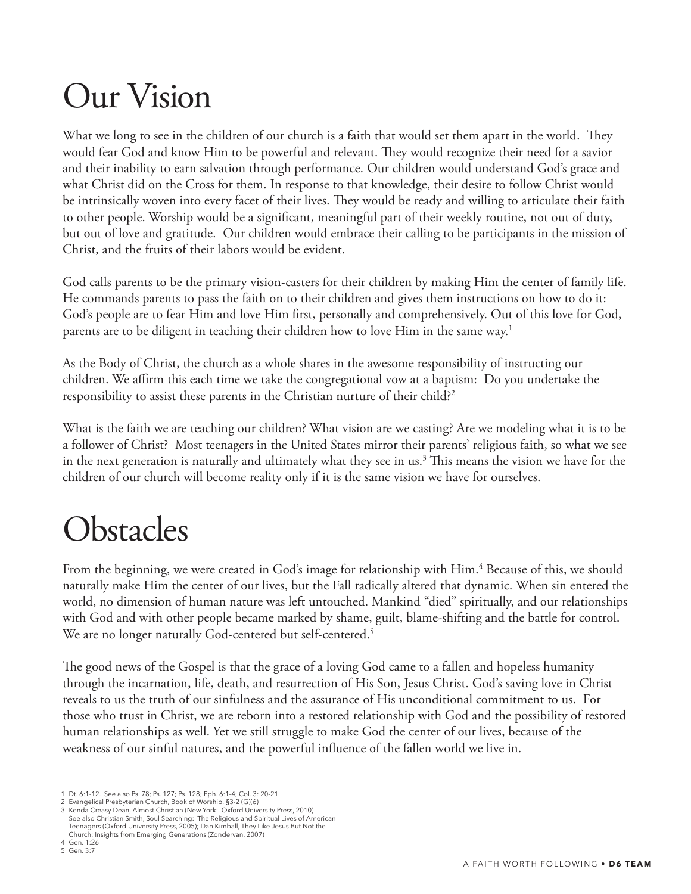# Our Vision

What we long to see in the children of our church is a faith that would set them apart in the world. They would fear God and know Him to be powerful and relevant. They would recognize their need for a savior and their inability to earn salvation through performance. Our children would understand God's grace and what Christ did on the Cross for them. In response to that knowledge, their desire to follow Christ would be intrinsically woven into every facet of their lives. They would be ready and willing to articulate their faith to other people. Worship would be a significant, meaningful part of their weekly routine, not out of duty, but out of love and gratitude. Our children would embrace their calling to be participants in the mission of Christ, and the fruits of their labors would be evident.

God calls parents to be the primary vision-casters for their children by making Him the center of family life. He commands parents to pass the faith on to their children and gives them instructions on how to do it: God's people are to fear Him and love Him first, personally and comprehensively. Out of this love for God, parents are to be diligent in teaching their children how to love Him in the same way.[1]

As the Body of Christ, the church as a whole shares in the awesome responsibility of instructing our children. We affirm this each time we take the congregational vow at a baptism: Do you undertake the responsibility to assist these parents in the Christian nurture of their child?[2]

What is the faith we are teaching our children? What vision are we casting? Are we modeling what it is to be a follower of Christ? Most teenagers in the United States mirror their parents' religious faith, so what we see in the next generation is naturally and ultimately what they see in us.[3] This means the vision we have for the children of our church will become reality only if it is the same vision we have for ourselves.

# Obstacles

From the beginning, we were created in God's image for relationship with Him.[4] Because of this, we should naturally make Him the center of our lives, but the Fall radically altered that dynamic. When sin entered the world, no dimension of human nature was left untouched. Mankind "died" spiritually, and our relationships with God and with other people became marked by shame, guilt, blame-shifting and the battle for control. We are no longer naturally God-centered but self-centered.[5]

The good news of the Gospel is that the grace of a loving God came to a fallen and hopeless humanity through the incarnation, life, death, and resurrection of His Son, Jesus Christ. God's saving love in Christ reveals to us the truth of our sinfulness and the assurance of His unconditional commitment to us. For those who trust in Christ, we are reborn into a restored relationship with God and the possibility of restored human relationships as well. Yet we still struggle to make God the center of our lives, because of the weakness of our sinful natures, and the powerful influence of the fallen world we live in.

---

1 Dt. 6:1-12. See also Ps. 78; Ps. 127; Ps. 128; Eph. 6:1-4; Col. 3: 20-21
2 Evangelical Presbyterian Church, Book of Worship, §3-2 (G)(6)
3 Kenda Creasy Dean, Almost Christian (New York: Oxford University Press, 2010) See also Christian Smith, Soul Searching: The Religious and Spiritual Lives of American Teenagers (Oxford University Press, 2005); Dan Kimball, They Like Jesus But Not the Church: Insights from Emerging Generations (Zondervan, 2007)
4 Gen. 1:26
5 Gen. 3:7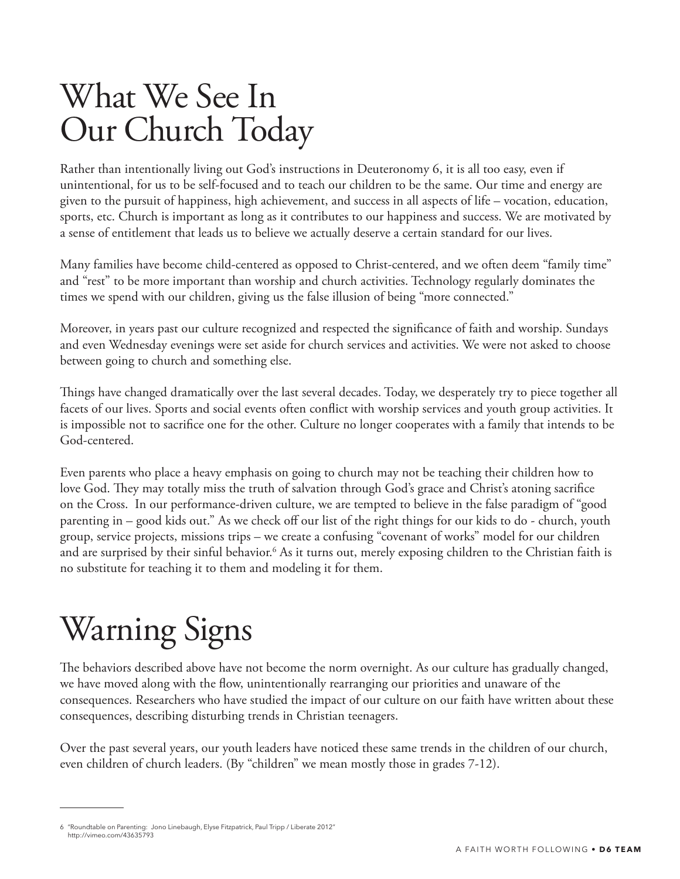# What We See In Our Church Today

Rather than intentionally living out God's instructions in Deuteronomy 6, it is all too easy, even if unintentional, for us to be self-focused and to teach our children to be the same. Our time and energy are given to the pursuit of happiness, high achievement, and success in all aspects of life – vocation, education, sports, etc. Church is important as long as it contributes to our happiness and success. We are motivated by a sense of entitlement that leads us to believe we actually deserve a certain standard for our lives.

Many families have become child-centered as opposed to Christ-centered, and we often deem "family time" and "rest" to be more important than worship and church activities. Technology regularly dominates the times we spend with our children, giving us the false illusion of being "more connected."

Moreover, in years past our culture recognized and respected the significance of faith and worship. Sundays and even Wednesday evenings were set aside for church services and activities. We were not asked to choose between going to church and something else.

Things have changed dramatically over the last several decades. Today, we desperately try to piece together all facets of our lives. Sports and social events often conflict with worship services and youth group activities. It is impossible not to sacrifice one for the other. Culture no longer cooperates with a family that intends to be God-centered.

Even parents who place a heavy emphasis on going to church may not be teaching their children how to love God. They may totally miss the truth of salvation through God's grace and Christ's atoning sacrifice on the Cross. In our performance-driven culture, we are tempted to believe in the false paradigm of "good parenting in – good kids out." As we check off our list of the right things for our kids to do - church, youth group, service projects, missions trips – we create a confusing "covenant of works" model for our children and are surprised by their sinful behavior.[6] As it turns out, merely exposing children to the Christian faith is no substitute for teaching it to them and modeling it for them.

# Warning Signs

The behaviors described above have not become the norm overnight. As our culture has gradually changed, we have moved along with the flow, unintentionally rearranging our priorities and unaware of the consequences. Researchers who have studied the impact of our culture on our faith have written about these consequences, describing disturbing trends in Christian teenagers.

Over the past several years, our youth leaders have noticed these same trends in the children of our church, even children of church leaders. (By "children" we mean mostly those in grades 7-12).

---

6 "Roundtable on Parenting: Jono Linebaugh, Elyse Fitzpatrick, Paul Tripp / Liberate 2012" http://vimeo.com/43635793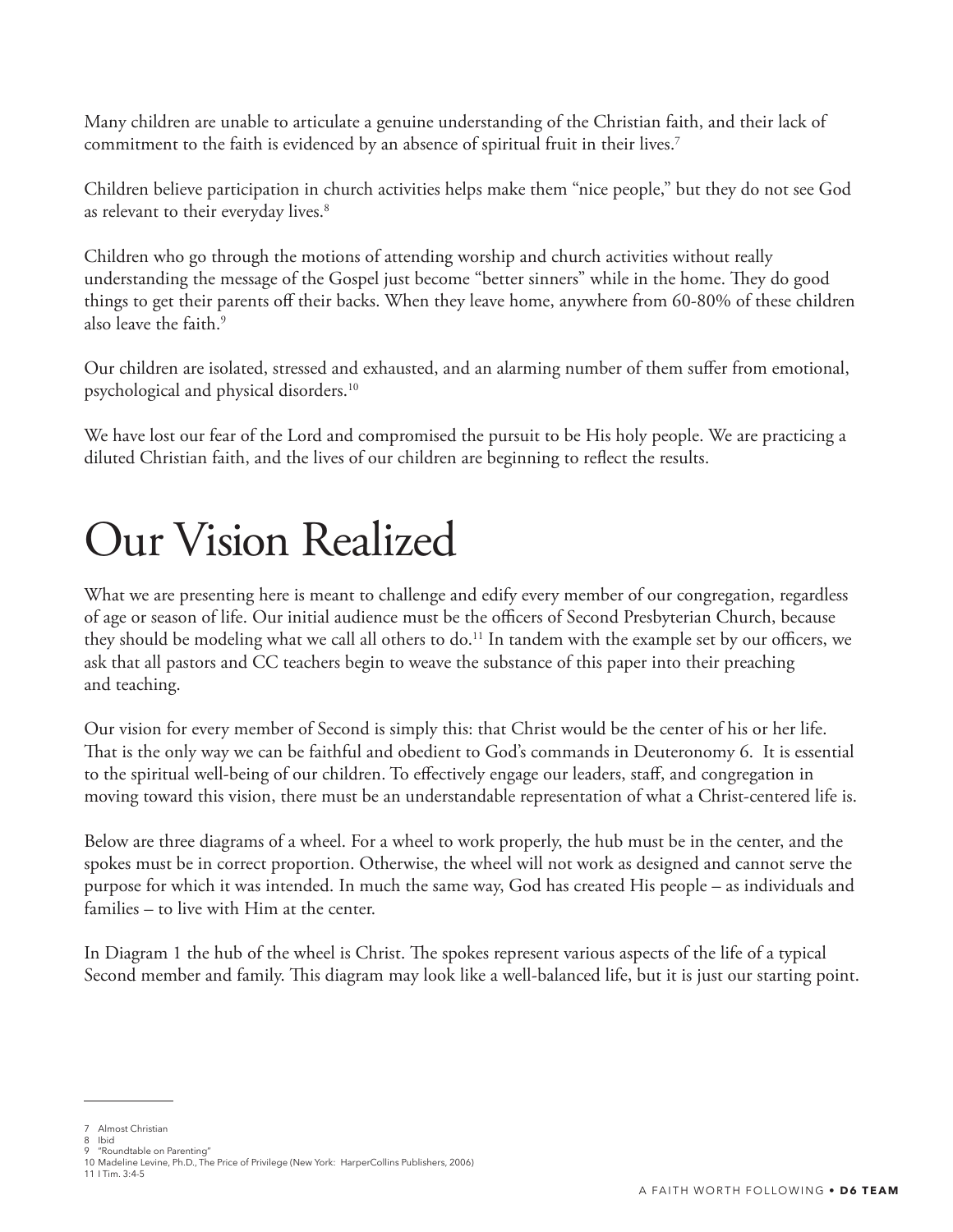Many children are unable to articulate a genuine understanding of the Christian faith, and their lack of commitment to the faith is evidenced by an absence of spiritual fruit in their lives.[7]

Children believe participation in church activities helps make them "nice people," but they do not see God as relevant to their everyday lives.[8]

Children who go through the motions of attending worship and church activities without really understanding the message of the Gospel just become "better sinners" while in the home. They do good things to get their parents off their backs. When they leave home, anywhere from 60-80% of these children also leave the faith.[9]

Our children are isolated, stressed and exhausted, and an alarming number of them suffer from emotional, psychological and physical disorders.[10]

We have lost our fear of the Lord and compromised the pursuit to be His holy people. We are practicing a diluted Christian faith, and the lives of our children are beginning to reflect the results.

# Our Vision Realized

What we are presenting here is meant to challenge and edify every member of our congregation, regardless of age or season of life. Our initial audience must be the officers of Second Presbyterian Church, because they should be modeling what we call all others to do.[11] In tandem with the example set by our officers, we ask that all pastors and CC teachers begin to weave the substance of this paper into their preaching and teaching.

Our vision for every member of Second is simply this: that Christ would be the center of his or her life. That is the only way we can be faithful and obedient to God's commands in Deuteronomy 6. It is essential to the spiritual well-being of our children. To effectively engage our leaders, staff, and congregation in moving toward this vision, there must be an understandable representation of what a Christ-centered life is.

Below are three diagrams of a wheel. For a wheel to work properly, the hub must be in the center, and the spokes must be in correct proportion. Otherwise, the wheel will not work as designed and cannot serve the purpose for which it was intended. In much the same way, God has created His people – as individuals and families – to live with Him at the center.

In Diagram 1 the hub of the wheel is Christ. The spokes represent various aspects of the life of a typical Second member and family. This diagram may look like a well-balanced life, but it is just our starting point.

---

7 Almost Christian
8 Ibid
9 "Roundtable on Parenting"
10 Madeline Levine, Ph.D., The Price of Privilege (New York: HarperCollins Publishers, 2006)
11 I Tim. 3:4-5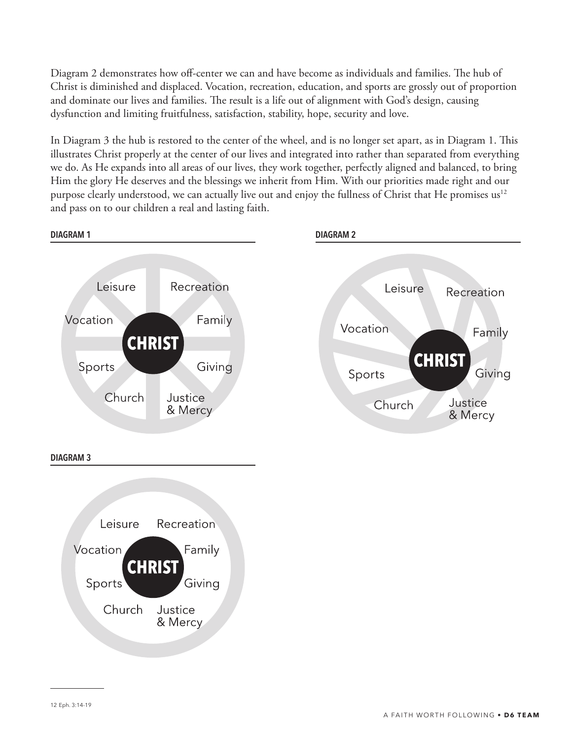Diagram 2 demonstrates how off-center we can and have become as individuals and families. The hub of Christ is diminished and displaced. Vocation, recreation, education, and sports are grossly out of proportion and dominate our lives and families. The result is a life out of alignment with God's design, causing dysfunction and limiting fruitfulness, satisfaction, stability, hope, security and love.

In Diagram 3 the hub is restored to the center of the wheel, and is no longer set apart, as in Diagram 1. This illustrates Christ properly at the center of our lives and integrated into rather than separated from everything we do. As He expands into all areas of our lives, they work together, perfectly aligned and balanced, to bring Him the glory He deserves and the blessings we inherit from Him. With our priorities made right and our purpose clearly understood, we can actually live out and enjoy the fullness of Christ that He promises us[12] and pass on to our children a real and lasting faith.

**DIAGRAM 1**

Leisure, Recreation, Vocation, Family, **CHRIST**, Sports, Giving, Church, Justice & Mercy

**DIAGRAM 2**

Leisure, Recreation, Vocation, Family, **CHRIST**, Sports, Giving, Church, Justice & Mercy

**DIAGRAM 3**

Leisure, Recreation, Vocation, Family, **CHRIST**, Sports, Giving, Church, Justice & Mercy

---

12 Eph. 3:14-19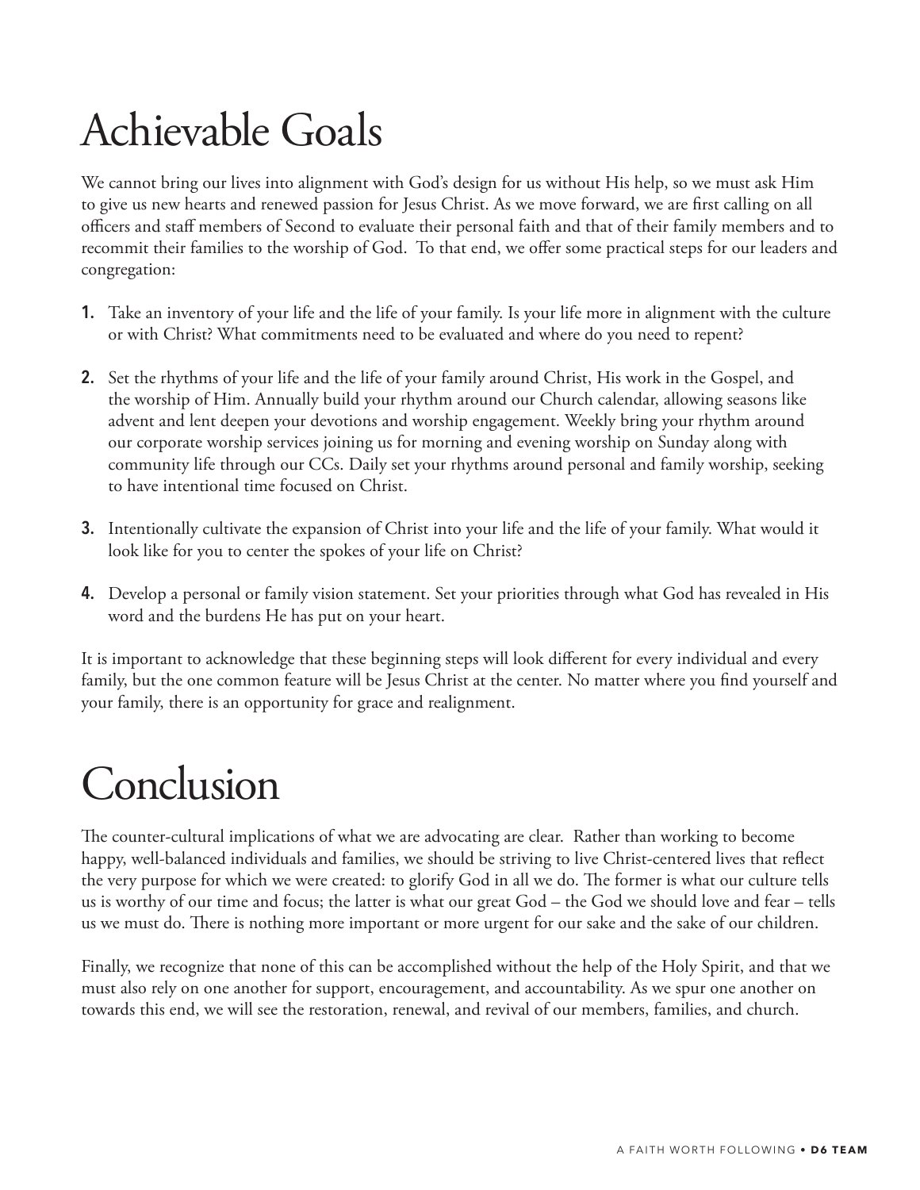# Achievable Goals

We cannot bring our lives into alignment with God's design for us without His help, so we must ask Him to give us new hearts and renewed passion for Jesus Christ. As we move forward, we are first calling on all officers and staff members of Second to evaluate their personal faith and that of their family members and to recommit their families to the worship of God. To that end, we offer some practical steps for our leaders and congregation:

1. Take an inventory of your life and the life of your family. Is your life more in alignment with the culture or with Christ? What commitments need to be evaluated and where do you need to repent?

2. Set the rhythms of your life and the life of your family around Christ, His work in the Gospel, and the worship of Him. Annually build your rhythm around our Church calendar, allowing seasons like advent and lent deepen your devotions and worship engagement. Weekly bring your rhythm around our corporate worship services joining us for morning and evening worship on Sunday along with community life through our CCs. Daily set your rhythms around personal and family worship, seeking to have intentional time focused on Christ.

3. Intentionally cultivate the expansion of Christ into your life and the life of your family. What would it look like for you to center the spokes of your life on Christ?

4. Develop a personal or family vision statement. Set your priorities through what God has revealed in His word and the burdens He has put on your heart.

It is important to acknowledge that these beginning steps will look different for every individual and every family, but the one common feature will be Jesus Christ at the center. No matter where you find yourself and your family, there is an opportunity for grace and realignment.

# Conclusion

The counter-cultural implications of what we are advocating are clear. Rather than working to become happy, well-balanced individuals and families, we should be striving to live Christ-centered lives that reflect the very purpose for which we were created: to glorify God in all we do. The former is what our culture tells us is worthy of our time and focus; the latter is what our great God – the God we should love and fear – tells us we must do. There is nothing more important or more urgent for our sake and the sake of our children.

Finally, we recognize that none of this can be accomplished without the help of the Holy Spirit, and that we must also rely on one another for support, encouragement, and accountability. As we spur one another on towards this end, we will see the restoration, renewal, and revival of our members, families, and church.